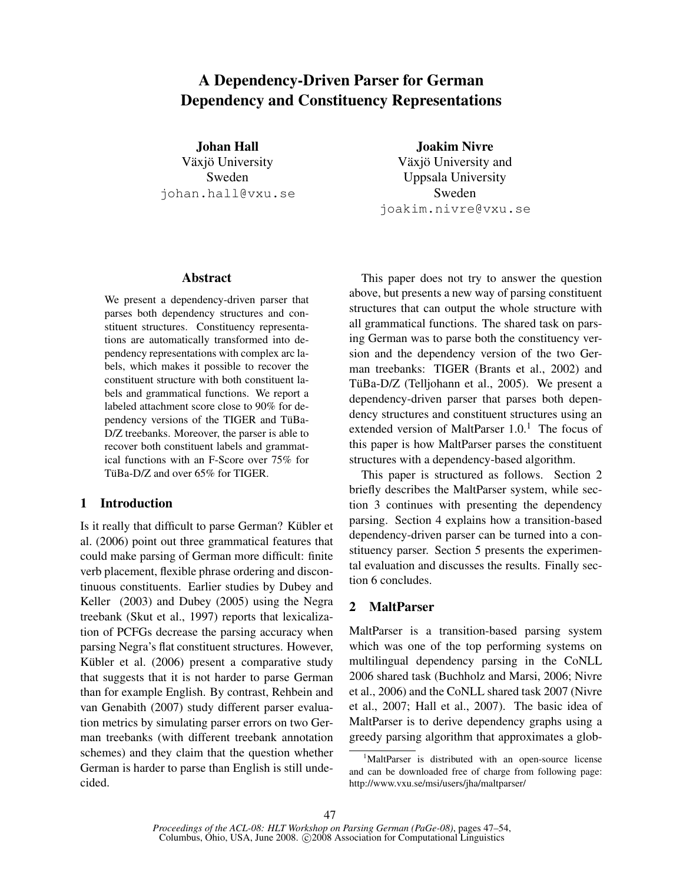# A Dependency-Driven Parser for German Dependency and Constituency Representations

**Johan Hall**
Växjö University
Sweden
johan.hall@vxu.se

**Joakim Nivre**
Växjö University and
Uppsala University
Sweden
joakim.nivre@vxu.se

## Abstract

We present a dependency-driven parser that parses both dependency structures and constituent structures. Constituency representations are automatically transformed into dependency representations with complex arc labels, which makes it possible to recover the constituent structure with both constituent labels and grammatical functions. We report a labeled attachment score close to 90% for dependency versions of the TIGER and TüBa-D/Z treebanks. Moreover, the parser is able to recover both constituent labels and grammatical functions with an F-Score over 75% for TüBa-D/Z and over 65% for TIGER.

## 1 Introduction

Is it really that difficult to parse German? Kübler et al. (2006) point out three grammatical features that could make parsing of German more difficult: finite verb placement, flexible phrase ordering and discontinuous constituents. Earlier studies by Dubey and Keller (2003) and Dubey (2005) using the Negra treebank (Skut et al., 1997) reports that lexicalization of PCFGs decrease the parsing accuracy when parsing Negra's flat constituent structures. However, Kübler et al. (2006) present a comparative study that suggests that it is not harder to parse German than for example English. By contrast, Rehbein and van Genabith (2007) study different parser evaluation metrics by simulating parser errors on two German treebanks (with different treebank annotation schemes) and they claim that the question whether German is harder to parse than English is still undecided.

This paper does not try to answer the question above, but presents a new way of parsing constituent structures that can output the whole structure with all grammatical functions. The shared task on parsing German was to parse both the constituency version and the dependency version of the two German treebanks: TIGER (Brants et al., 2002) and TüBa-D/Z (Telljohann et al., 2005). We present a dependency-driven parser that parses both dependency structures and constituent structures using an extended version of MaltParser 1.0.[1] The focus of this paper is how MaltParser parses the constituent structures with a dependency-based algorithm.

This paper is structured as follows. Section 2 briefly describes the MaltParser system, while section 3 continues with presenting the dependency parsing. Section 4 explains how a transition-based dependency-driven parser can be turned into a constituency parser. Section 5 presents the experimental evaluation and discusses the results. Finally section 6 concludes.

## 2 MaltParser

MaltParser is a transition-based parsing system which was one of the top performing systems on multilingual dependency parsing in the CoNLL 2006 shared task (Buchholz and Marsi, 2006; Nivre et al., 2006) and the CoNLL shared task 2007 (Nivre et al., 2007; Hall et al., 2007). The basic idea of MaltParser is to derive dependency graphs using a greedy parsing algorithm that approximates a glob-

[1] MaltParser is distributed with an open-source license and can be downloaded free of charge from following page: http://www.vxu.se/msi/users/jha/maltparser/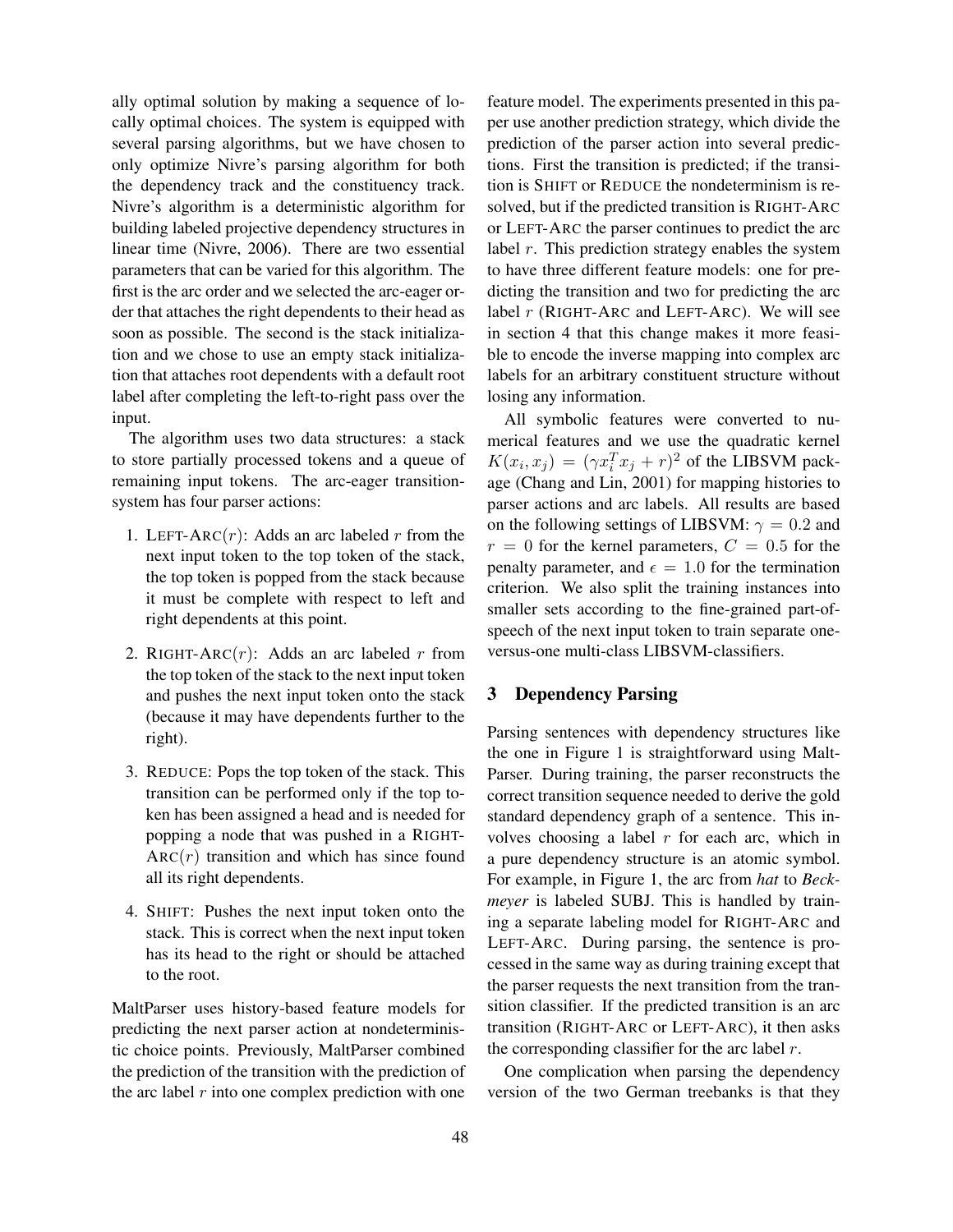ally optimal solution by making a sequence of locally optimal choices. The system is equipped with several parsing algorithms, but we have chosen to only optimize Nivre's parsing algorithm for both the dependency track and the constituency track. Nivre's algorithm is a deterministic algorithm for building labeled projective dependency structures in linear time (Nivre, 2006). There are two essential parameters that can be varied for this algorithm. The first is the arc order and we selected the arc-eager order that attaches the right dependents to their head as soon as possible. The second is the stack initialization and we chose to use an empty stack initialization that attaches root dependents with a default root label after completing the left-to-right pass over the input.

The algorithm uses two data structures: a stack to store partially processed tokens and a queue of remaining input tokens. The arc-eager transition-system has four parser actions:

1. LEFT-ARC($r$): Adds an arc labeled $r$ from the next input token to the top token of the stack, the top token is popped from the stack because it must be complete with respect to left and right dependents at this point.

2. RIGHT-ARC($r$): Adds an arc labeled $r$ from the top token of the stack to the next input token and pushes the next input token onto the stack (because it may have dependents further to the right).

3. REDUCE: Pops the top token of the stack. This transition can be performed only if the top token has been assigned a head and is needed for popping a node that was pushed in a RIGHT-ARC($r$) transition and which has since found all its right dependents.

4. SHIFT: Pushes the next input token onto the stack. This is correct when the next input token has its head to the right or should be attached to the root.

MaltParser uses history-based feature models for predicting the next parser action at nondeterministic choice points. Previously, MaltParser combined the prediction of the transition with the prediction of the arc label $r$ into one complex prediction with one feature model. The experiments presented in this paper use another prediction strategy, which divide the prediction of the parser action into several predictions. First the transition is predicted; if the transition is SHIFT or REDUCE the nondeterminism is resolved, but if the predicted transition is RIGHT-ARC or LEFT-ARC the parser continues to predict the arc label $r$. This prediction strategy enables the system to have three different feature models: one for predicting the transition and two for predicting the arc label $r$ (RIGHT-ARC and LEFT-ARC). We will see in section 4 that this change makes it more feasible to encode the inverse mapping into complex arc labels for an arbitrary constituent structure without losing any information.

All symbolic features were converted to numerical features and we use the quadratic kernel $K(x_i, x_j) = (\gamma x_i^T x_j + r)^2$ of the LIBSVM package (Chang and Lin, 2001) for mapping histories to parser actions and arc labels. All results are based on the following settings of LIBSVM: $\gamma = 0.2$ and $r = 0$ for the kernel parameters, $C = 0.5$ for the penalty parameter, and $\epsilon = 1.0$ for the termination criterion. We also split the training instances into smaller sets according to the fine-grained part-of-speech of the next input token to train separate one-versus-one multi-class LIBSVM-classifiers.

## 3 Dependency Parsing

Parsing sentences with dependency structures like the one in Figure 1 is straightforward using MaltParser. During training, the parser reconstructs the correct transition sequence needed to derive the gold standard dependency graph of a sentence. This involves choosing a label $r$ for each arc, which in a pure dependency structure is an atomic symbol. For example, in Figure 1, the arc from *hat* to *Beckmeyer* is labeled SUBJ. This is handled by training a separate labeling model for RIGHT-ARC and LEFT-ARC. During parsing, the sentence is processed in the same way as during training except that the parser requests the next transition from the transition classifier. If the predicted transition is an arc transition (RIGHT-ARC or LEFT-ARC), it then asks the corresponding classifier for the arc label $r$.

One complication when parsing the dependency version of the two German treebanks is that they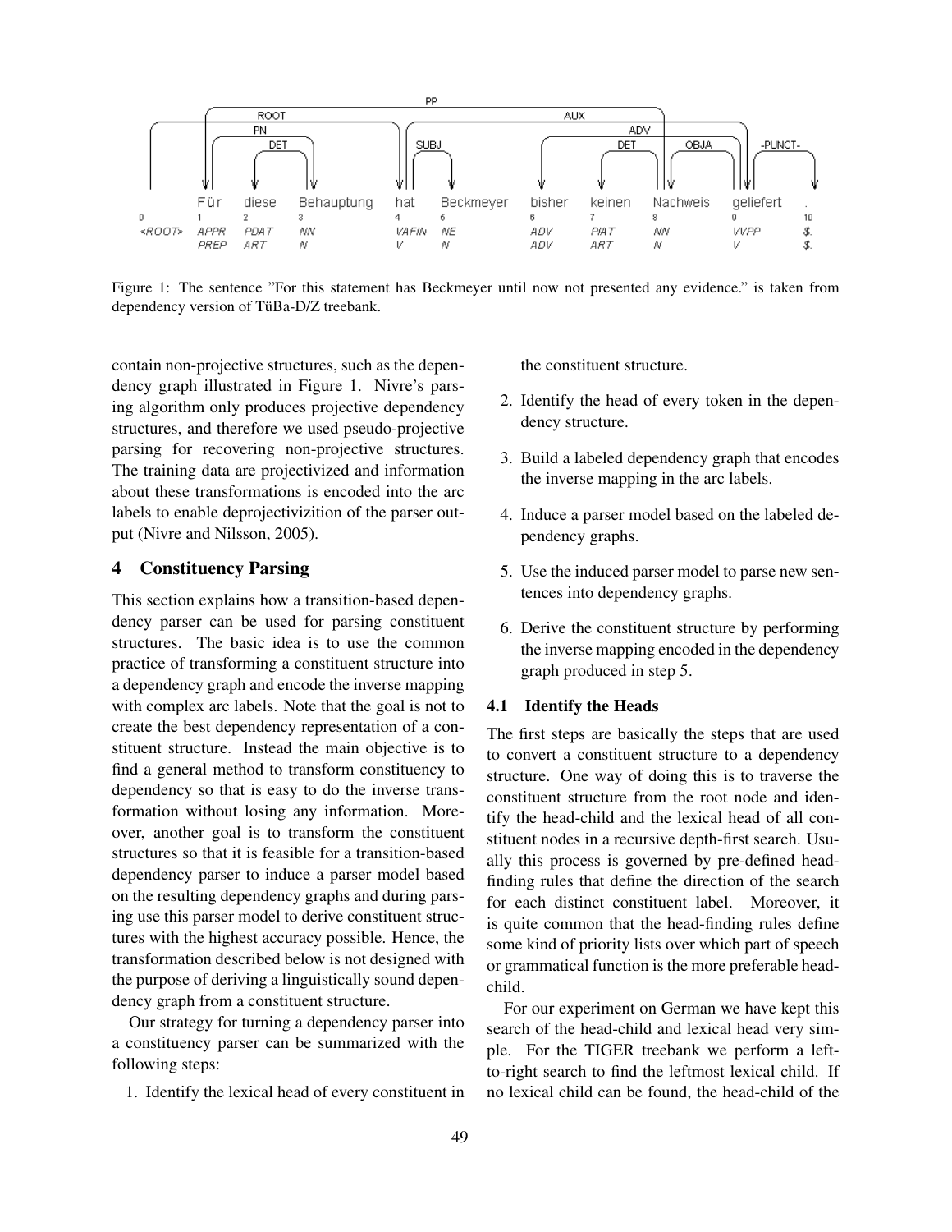Figure 1: The sentence "For this statement has Beckmeyer until now not presented any evidence." is taken from dependency version of TüBa-D/Z treebank.

contain non-projective structures, such as the dependency graph illustrated in Figure 1. Nivre's parsing algorithm only produces projective dependency structures, and therefore we used pseudo-projective parsing for recovering non-projective structures. The training data are projectivized and information about these transformations is encoded into the arc labels to enable deprojectivizition of the parser output (Nivre and Nilsson, 2005).

## 4 Constituency Parsing

This section explains how a transition-based dependency parser can be used for parsing constituent structures. The basic idea is to use the common practice of transforming a constituent structure into a dependency graph and encode the inverse mapping with complex arc labels. Note that the goal is not to create the best dependency representation of a constituent structure. Instead the main objective is to find a general method to transform constituency to dependency so that is easy to do the inverse transformation without losing any information. Moreover, another goal is to transform the constituent structures so that it is feasible for a transition-based dependency parser to induce a parser model based on the resulting dependency graphs and during parsing use this parser model to derive constituent structures with the highest accuracy possible. Hence, the transformation described below is not designed with the purpose of deriving a linguistically sound dependency graph from a constituent structure.

Our strategy for turning a dependency parser into a constituency parser can be summarized with the following steps:

1. Identify the lexical head of every constituent in the constituent structure.
2. Identify the head of every token in the dependency structure.
3. Build a labeled dependency graph that encodes the inverse mapping in the arc labels.
4. Induce a parser model based on the labeled dependency graphs.
5. Use the induced parser model to parse new sentences into dependency graphs.
6. Derive the constituent structure by performing the inverse mapping encoded in the dependency graph produced in step 5.

### 4.1 Identify the Heads

The first steps are basically the steps that are used to convert a constituent structure to a dependency structure. One way of doing this is to traverse the constituent structure from the root node and identify the head-child and the lexical head of all constituent nodes in a recursive depth-first search. Usually this process is governed by pre-defined head-finding rules that define the direction of the search for each distinct constituent label. Moreover, it is quite common that the head-finding rules define some kind of priority lists over which part of speech or grammatical function is the more preferable head-child.

For our experiment on German we have kept this search of the head-child and lexical head very simple. For the TIGER treebank we perform a left-to-right search to find the leftmost lexical child. If no lexical child can be found, the head-child of the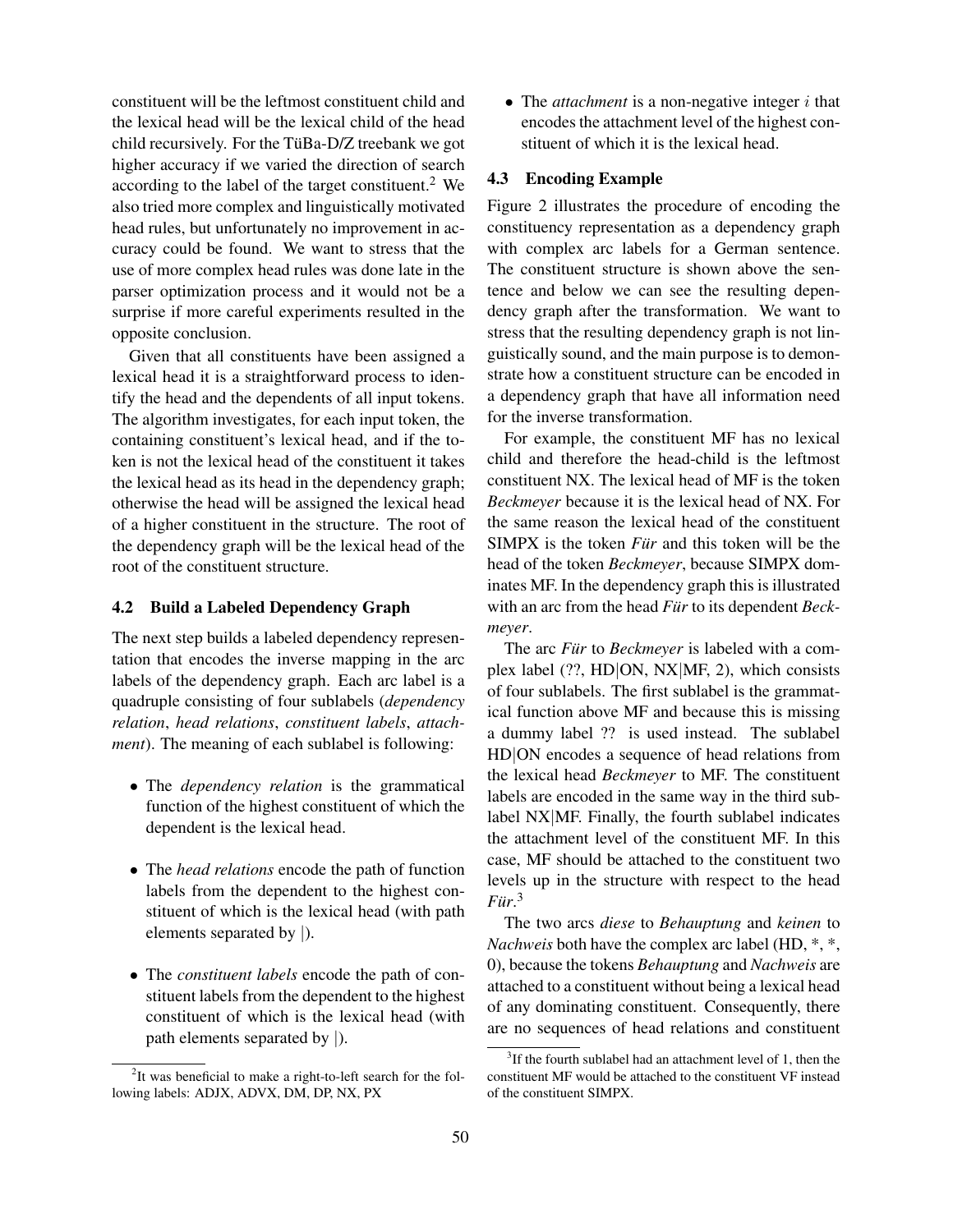constituent will be the leftmost constituent child and the lexical head will be the lexical child of the head child recursively. For the TüBa-D/Z treebank we got higher accuracy if we varied the direction of search according to the label of the target constituent.[2] We also tried more complex and linguistically motivated head rules, but unfortunately no improvement in accuracy could be found. We want to stress that the use of more complex head rules was done late in the parser optimization process and it would not be a surprise if more careful experiments resulted in the opposite conclusion.

Given that all constituents have been assigned a lexical head it is a straightforward process to identify the head and the dependents of all input tokens. The algorithm investigates, for each input token, the containing constituent's lexical head, and if the token is not the lexical head of the constituent it takes the lexical head as its head in the dependency graph; otherwise the head will be assigned the lexical head of a higher constituent in the structure. The root of the dependency graph will be the lexical head of the root of the constituent structure.

### 4.2 Build a Labeled Dependency Graph

The next step builds a labeled dependency representation that encodes the inverse mapping in the arc labels of the dependency graph. Each arc label is a quadruple consisting of four sublabels (*dependency relation*, *head relations*, *constituent labels*, *attachment*). The meaning of each sublabel is following:

- The *dependency relation* is the grammatical function of the highest constituent of which the dependent is the lexical head.
- The *head relations* encode the path of function labels from the dependent to the highest constituent of which is the lexical head (with path elements separated by |).
- The *constituent labels* encode the path of constituent labels from the dependent to the highest constituent of which is the lexical head (with path elements separated by |).
- The *attachment* is a non-negative integer $i$ that encodes the attachment level of the highest constituent of which it is the lexical head.

### 4.3 Encoding Example

Figure 2 illustrates the procedure of encoding the constituency representation as a dependency graph with complex arc labels for a German sentence. The constituent structure is shown above the sentence and below we can see the resulting dependency graph after the transformation. We want to stress that the resulting dependency graph is not linguistically sound, and the main purpose is to demonstrate how a constituent structure can be encoded in a dependency graph that have all information need for the inverse transformation.

For example, the constituent MF has no lexical child and therefore the head-child is the leftmost constituent NX. The lexical head of MF is the token *Beckmeyer* because it is the lexical head of NX. For the same reason the lexical head of the constituent SIMPX is the token *Für* and this token will be the head of the token *Beckmeyer*, because SIMPX dominates MF. In the dependency graph this is illustrated with an arc from the head *Für* to its dependent *Beckmeyer*.

The arc *Für* to *Beckmeyer* is labeled with a complex label (??, HD|ON, NX|MF, 2), which consists of four sublabels. The first sublabel is the grammatical function above MF and because this is missing a dummy label ?? is used instead. The sublabel HD|ON encodes a sequence of head relations from the lexical head *Beckmeyer* to MF. The constituent labels are encoded in the same way in the third sublabel NX|MF. Finally, the fourth sublabel indicates the attachment level of the constituent MF. In this case, MF should be attached to the constituent two levels up in the structure with respect to the head *Für*.[3]

The two arcs *diese* to *Behauptung* and *keinen* to *Nachweis* both have the complex arc label (HD, *, *, 0), because the tokens *Behauptung* and *Nachweis* are attached to a constituent without being a lexical head of any dominating constituent. Consequently, there are no sequences of head relations and constituent

[2] It was beneficial to make a right-to-left search for the following labels: ADJX, ADVX, DM, DP, NX, PX

[3] If the fourth sublabel had an attachment level of 1, then the constituent MF would be attached to the constituent VF instead of the constituent SIMPX.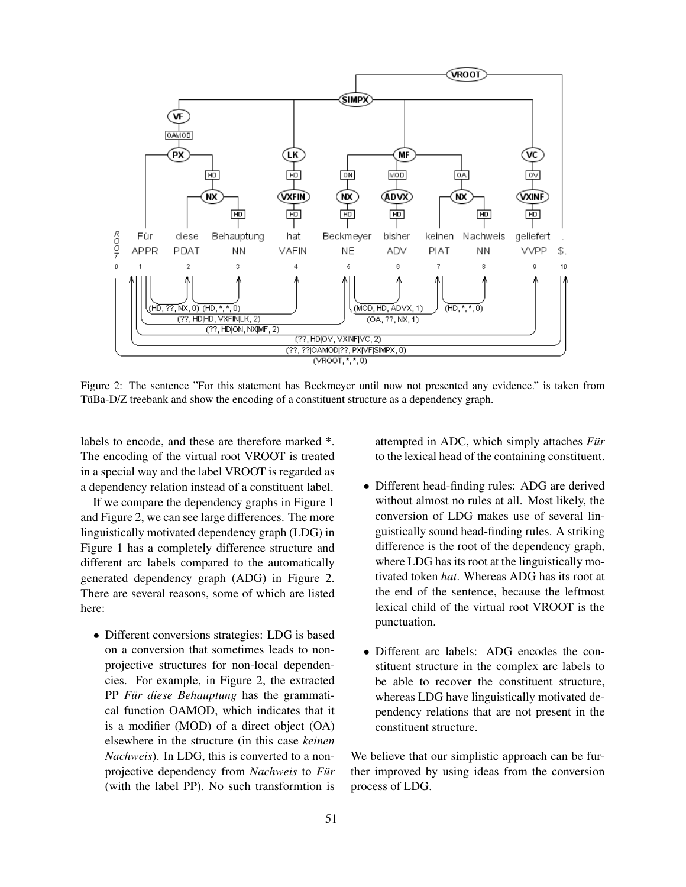Figure 2: The sentence "For this statement has Beckmeyer until now not presented any evidence." is taken from TüBa-D/Z treebank and show the encoding of a constituent structure as a dependency graph.

labels to encode, and these are therefore marked *. The encoding of the virtual root VROOT is treated in a special way and the label VROOT is regarded as a dependency relation instead of a constituent label.

If we compare the dependency graphs in Figure 1 and Figure 2, we can see large differences. The more linguistically motivated dependency graph (LDG) in Figure 1 has a completely difference structure and different arc labels compared to the automatically generated dependency graph (ADG) in Figure 2. There are several reasons, some of which are listed here:

- Different conversions strategies: LDG is based on a conversion that sometimes leads to non-projective structures for non-local dependencies. For example, in Figure 2, the extracted PP *Für diese Behauptung* has the grammatical function OAMOD, which indicates that it is a modifier (MOD) of a direct object (OA) elsewhere in the structure (in this case *keinen Nachweis*). In LDG, this is converted to a non-projective dependency from *Nachweis* to *Für* (with the label PP). No such transformtion is attempted in ADC, which simply attaches *Für* to the lexical head of the containing constituent.
- Different head-finding rules: ADG are derived without almost no rules at all. Most likely, the conversion of LDG makes use of several linguistically sound head-finding rules. A striking difference is the root of the dependency graph, where LDG has its root at the linguistically motivated token *hat*. Whereas ADG has its root at the end of the sentence, because the leftmost lexical child of the virtual root VROOT is the punctuation.
- Different arc labels: ADG encodes the constituent structure in the complex arc labels to be able to recover the constituent structure, whereas LDG have linguistically motivated dependency relations that are not present in the constituent structure.

We believe that our simplistic approach can be further improved by using ideas from the conversion process of LDG.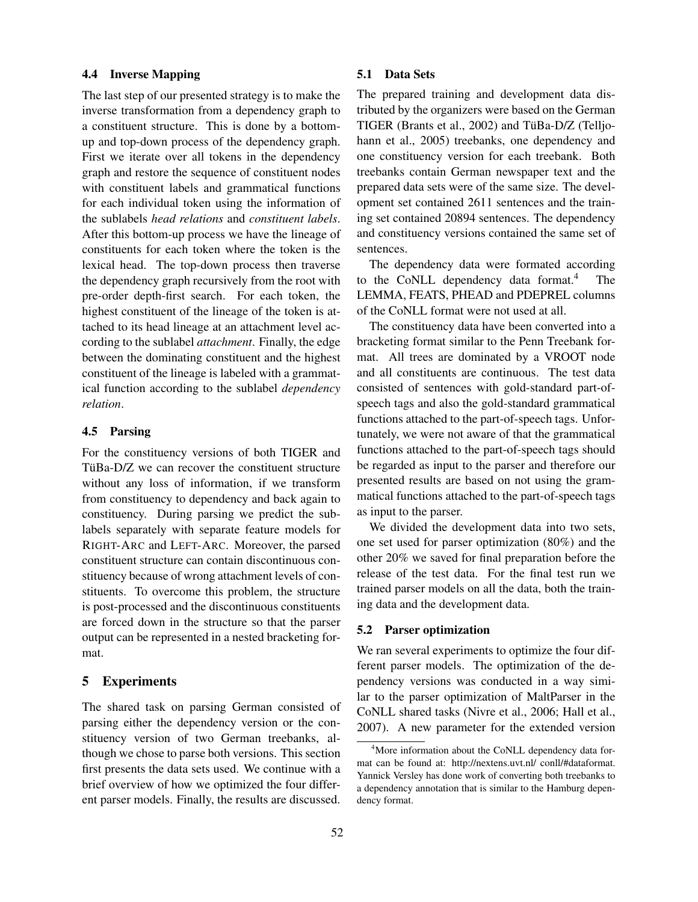### 4.4 Inverse Mapping

The last step of our presented strategy is to make the inverse transformation from a dependency graph to a constituent structure. This is done by a bottom-up and top-down process of the dependency graph. First we iterate over all tokens in the dependency graph and restore the sequence of constituent nodes with constituent labels and grammatical functions for each individual token using the information of the sublabels *head relations* and *constituent labels*. After this bottom-up process we have the lineage of constituents for each token where the token is the lexical head. The top-down process then traverse the dependency graph recursively from the root with pre-order depth-first search. For each token, the highest constituent of the lineage of the token is attached to its head lineage at an attachment level according to the sublabel *attachment*. Finally, the edge between the dominating constituent and the highest constituent of the lineage is labeled with a grammatical function according to the sublabel *dependency relation*.

### 4.5 Parsing

For the constituency versions of both TIGER and TüBa-D/Z we can recover the constituent structure without any loss of information, if we transform from constituency to dependency and back again to constituency. During parsing we predict the sublabels separately with separate feature models for RIGHT-ARC and LEFT-ARC. Moreover, the parsed constituent structure can contain discontinuous constituency because of wrong attachment levels of constituents. To overcome this problem, the structure is post-processed and the discontinuous constituents are forced down in the structure so that the parser output can be represented in a nested bracketing format.

## 5 Experiments

The shared task on parsing German consisted of parsing either the dependency version or the constituency version of two German treebanks, although we chose to parse both versions. This section first presents the data sets used. We continue with a brief overview of how we optimized the four different parser models. Finally, the results are discussed.

### 5.1 Data Sets

The prepared training and development data distributed by the organizers were based on the German TIGER (Brants et al., 2002) and TüBa-D/Z (Telljohann et al., 2005) treebanks, one dependency and one constituency version for each treebank. Both treebanks contain German newspaper text and the prepared data sets were of the same size. The development set contained 2611 sentences and the training set contained 20894 sentences. The dependency and constituency versions contained the same set of sentences.

The dependency data were formated according to the CoNLL dependency data format.[4] The LEMMA, FEATS, PHEAD and PDEPREL columns of the CoNLL format were not used at all.

The constituency data have been converted into a bracketing format similar to the Penn Treebank format. All trees are dominated by a VROOT node and all constituents are continuous. The test data consisted of sentences with gold-standard part-of-speech tags and also the gold-standard grammatical functions attached to the part-of-speech tags. Unfortunately, we were not aware of that the grammatical functions attached to the part-of-speech tags should be regarded as input to the parser and therefore our presented results are based on not using the grammatical functions attached to the part-of-speech tags as input to the parser.

We divided the development data into two sets, one set used for parser optimization (80%) and the other 20% we saved for final preparation before the release of the test data. For the final test run we trained parser models on all the data, both the training data and the development data.

### 5.2 Parser optimization

We ran several experiments to optimize the four different parser models. The optimization of the dependency versions was conducted in a way similar to the parser optimization of MaltParser in the CoNLL shared tasks (Nivre et al., 2006; Hall et al., 2007). A new parameter for the extended version

[4] More information about the CoNLL dependency data format can be found at: http://nextens.uvt.nl/ conll/#dataformat. Yannick Versley has done work of converting both treebanks to a dependency annotation that is similar to the Hamburg dependency format.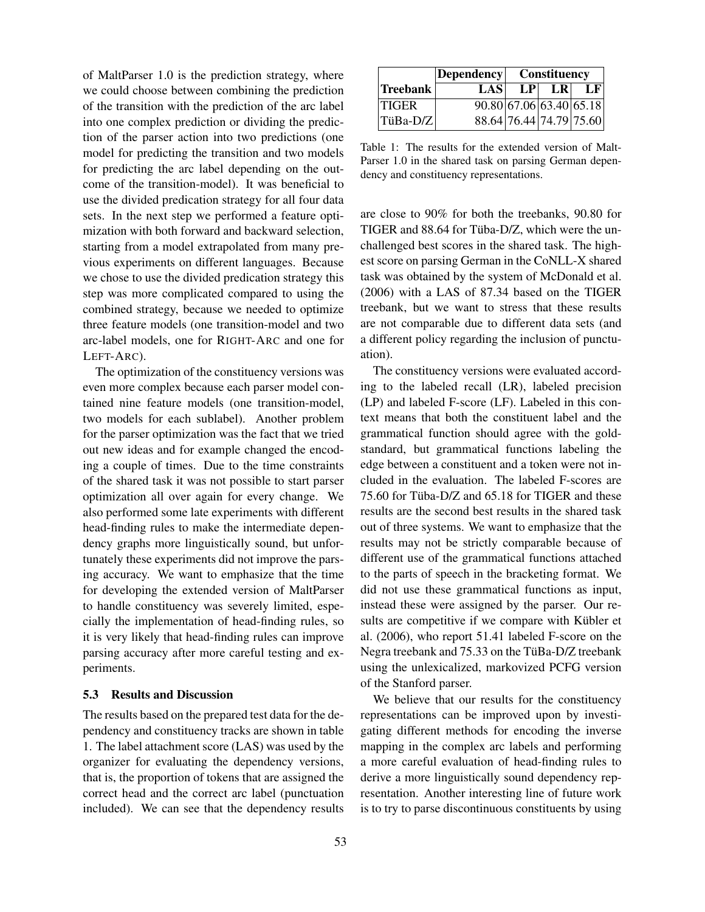of MaltParser 1.0 is the prediction strategy, where we could choose between combining the prediction of the transition with the prediction of the arc label into one complex prediction or dividing the prediction of the parser action into two predictions (one model for predicting the transition and two models for predicting the arc label depending on the outcome of the transition-model). It was beneficial to use the divided predication strategy for all four data sets. In the next step we performed a feature optimization with both forward and backward selection, starting from a model extrapolated from many previous experiments on different languages. Because we chose to use the divided predication strategy this step was more complicated compared to using the combined strategy, because we needed to optimize three feature models (one transition-model and two arc-label models, one for RIGHT-ARC and one for LEFT-ARC).

The optimization of the constituency versions was even more complex because each parser model contained nine feature models (one transition-model, two models for each sublabel). Another problem for the parser optimization was the fact that we tried out new ideas and for example changed the encoding a couple of times. Due to the time constraints of the shared task it was not possible to start parser optimization all over again for every change. We also performed some late experiments with different head-finding rules to make the intermediate dependency graphs more linguistically sound, but unfortunately these experiments did not improve the parsing accuracy. We want to emphasize that the time for developing the extended version of MaltParser to handle constituency was severely limited, especially the implementation of head-finding rules, so it is very likely that head-finding rules can improve parsing accuracy after more careful testing and experiments.

### 5.3 Results and Discussion

The results based on the prepared test data for the dependency and constituency tracks are shown in table 1. The label attachment score (LAS) was used by the organizer for evaluating the dependency versions, that is, the proportion of tokens that are assigned the correct head and the correct arc label (punctuation included). We can see that the dependency results are close to 90% for both the treebanks, 90.80 for TIGER and 88.64 for Tüba-D/Z, which were the unchallenged best scores in the shared task. The highest score on parsing German in the CoNLL-X shared task was obtained by the system of McDonald et al. (2006) with a LAS of 87.34 based on the TIGER treebank, but we want to stress that these results are not comparable due to different data sets (and a different policy regarding the inclusion of punctuation).

| | Dependency | Constituency | | |
|---|---|---|---|---|
| **Treebank** | **LAS** | **LP** | **LR** | **LF** |
| TIGER | 90.80 | 67.06 | 63.40 | 65.18 |
| TüBa-D/Z | 88.64 | 76.44 | 74.79 | 75.60 |

Table 1: The results for the extended version of MaltParser 1.0 in the shared task on parsing German dependency and constituency representations.

The constituency versions were evaluated according to the labeled recall (LR), labeled precision (LP) and labeled F-score (LF). Labeled in this context means that both the constituent label and the grammatical function should agree with the gold-standard, but grammatical functions labeling the edge between a constituent and a token were not included in the evaluation. The labeled F-scores are 75.60 for Tüba-D/Z and 65.18 for TIGER and these results are the second best results in the shared task out of three systems. We want to emphasize that the results may not be strictly comparable because of different use of the grammatical functions attached to the parts of speech in the bracketing format. We did not use these grammatical functions as input, instead these were assigned by the parser. Our results are competitive if we compare with Kübler et al. (2006), who report 51.41 labeled F-score on the Negra treebank and 75.33 on the TüBa-D/Z treebank using the unlexicalized, markovized PCFG version of the Stanford parser.

We believe that our results for the constituency representations can be improved upon by investigating different methods for encoding the inverse mapping in the complex arc labels and performing a more careful evaluation of head-finding rules to derive a more linguistically sound dependency representation. Another interesting line of future work is to try to parse discontinuous constituents by using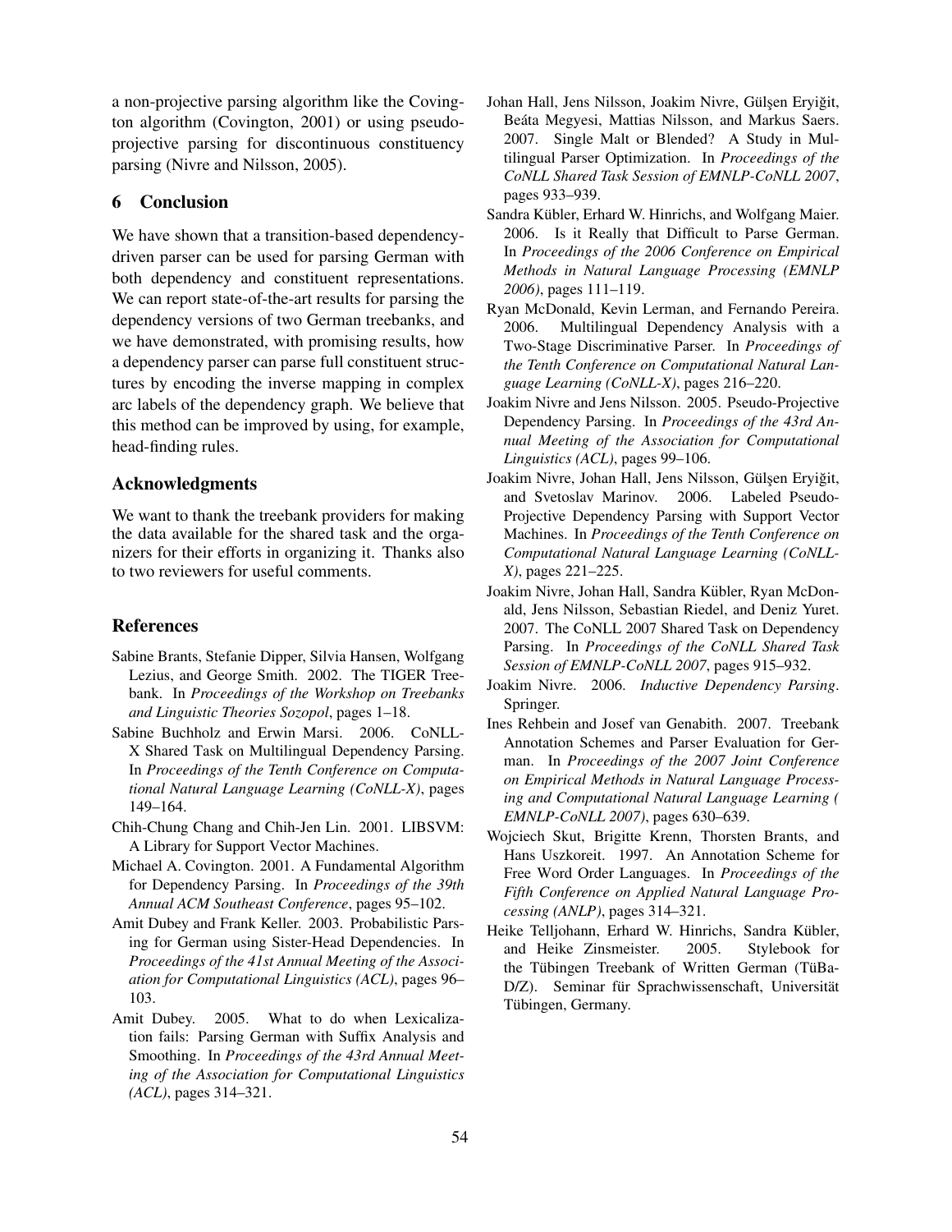a non-projective parsing algorithm like the Covington algorithm (Covington, 2001) or using pseudo-projective parsing for discontinuous constituency parsing (Nivre and Nilsson, 2005).

## 6 Conclusion

We have shown that a transition-based dependency-driven parser can be used for parsing German with both dependency and constituent representations. We can report state-of-the-art results for parsing the dependency versions of two German treebanks, and we have demonstrated, with promising results, how a dependency parser can parse full constituent structures by encoding the inverse mapping in complex arc labels of the dependency graph. We believe that this method can be improved by using, for example, head-finding rules.

## Acknowledgments

We want to thank the treebank providers for making the data available for the shared task and the organizers for their efforts in organizing it. Thanks also to two reviewers for useful comments.

## References

Sabine Brants, Stefanie Dipper, Silvia Hansen, Wolfgang Lezius, and George Smith. 2002. The TIGER Treebank. In *Proceedings of the Workshop on Treebanks and Linguistic Theories Sozopol*, pages 1–18.

Sabine Buchholz and Erwin Marsi. 2006. CoNLL-X Shared Task on Multilingual Dependency Parsing. In *Proceedings of the Tenth Conference on Computational Natural Language Learning (CoNLL-X)*, pages 149–164.

Chih-Chung Chang and Chih-Jen Lin. 2001. LIBSVM: A Library for Support Vector Machines.

Michael A. Covington. 2001. A Fundamental Algorithm for Dependency Parsing. In *Proceedings of the 39th Annual ACM Southeast Conference*, pages 95–102.

Amit Dubey and Frank Keller. 2003. Probabilistic Parsing for German using Sister-Head Dependencies. In *Proceedings of the 41st Annual Meeting of the Association for Computational Linguistics (ACL)*, pages 96–103.

Amit Dubey. 2005. What to do when Lexicalization fails: Parsing German with Suffix Analysis and Smoothing. In *Proceedings of the 43rd Annual Meeting of the Association for Computational Linguistics (ACL)*, pages 314–321.

Johan Hall, Jens Nilsson, Joakim Nivre, Gülşen Eryiğit, Beáta Megyesi, Mattias Nilsson, and Markus Saers. 2007. Single Malt or Blended? A Study in Multilingual Parser Optimization. In *Proceedings of the CoNLL Shared Task Session of EMNLP-CoNLL 2007*, pages 933–939.

Sandra Kübler, Erhard W. Hinrichs, and Wolfgang Maier. 2006. Is it Really that Difficult to Parse German. In *Proceedings of the 2006 Conference on Empirical Methods in Natural Language Processing (EMNLP 2006)*, pages 111–119.

Ryan McDonald, Kevin Lerman, and Fernando Pereira. 2006. Multilingual Dependency Analysis with a Two-Stage Discriminative Parser. In *Proceedings of the Tenth Conference on Computational Natural Language Learning (CoNLL-X)*, pages 216–220.

Joakim Nivre and Jens Nilsson. 2005. Pseudo-Projective Dependency Parsing. In *Proceedings of the 43rd Annual Meeting of the Association for Computational Linguistics (ACL)*, pages 99–106.

Joakim Nivre, Johan Hall, Jens Nilsson, Gülşen Eryiğit, and Svetoslav Marinov. 2006. Labeled Pseudo-Projective Dependency Parsing with Support Vector Machines. In *Proceedings of the Tenth Conference on Computational Natural Language Learning (CoNLL-X)*, pages 221–225.

Joakim Nivre, Johan Hall, Sandra Kübler, Ryan McDonald, Jens Nilsson, Sebastian Riedel, and Deniz Yuret. 2007. The CoNLL 2007 Shared Task on Dependency Parsing. In *Proceedings of the CoNLL Shared Task Session of EMNLP-CoNLL 2007*, pages 915–932.

Joakim Nivre. 2006. *Inductive Dependency Parsing*. Springer.

Ines Rehbein and Josef van Genabith. 2007. Treebank Annotation Schemes and Parser Evaluation for German. In *Proceedings of the 2007 Joint Conference on Empirical Methods in Natural Language Processing and Computational Natural Language Learning ( EMNLP-CoNLL 2007)*, pages 630–639.

Wojciech Skut, Brigitte Krenn, Thorsten Brants, and Hans Uszkoreit. 1997. An Annotation Scheme for Free Word Order Languages. In *Proceedings of the Fifth Conference on Applied Natural Language Processing (ANLP)*, pages 314–321.

Heike Telljohann, Erhard W. Hinrichs, Sandra Kübler, and Heike Zinsmeister. 2005. Stylebook for the Tübingen Treebank of Written German (TüBa-D/Z). Seminar für Sprachwissenschaft, Universität Tübingen, Germany.